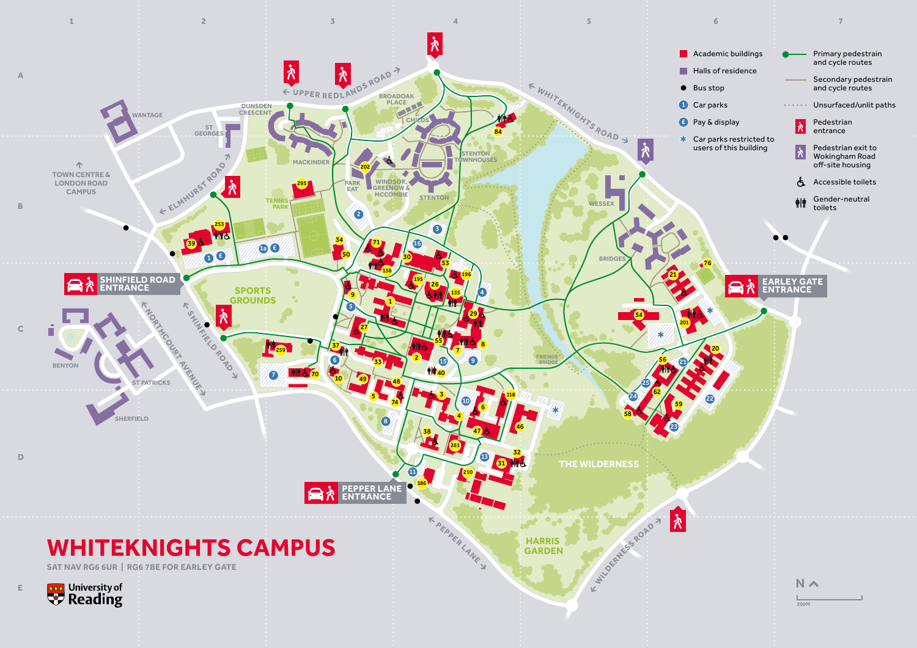# WHITEKNIGHTS CAMPUS

SAT NAV RG6 6UR | RG6 7BE FOR EARLEY GATE

University of Reading

- Academic buildings
- Halls of residence
- Bus stop
- Car parks
- Pay & display
- Car parks restricted to users of this building
- Primary pedestrain and cycle routes
- Secondary pedestrain and cycle routes
- Unsurfaced/unlit paths
- Pedestrian entrance
- Pedestrian exit to Wokingham Road off-site housing
- Accessible toilets
- Gender-neutral toilets

SHINFIELD ROAD ENTRANCE

EARLEY GATE ENTRANCE

PEPPER LANE ENTRANCE

TOWN CENTRE & LONDON ROAD CAMPUS

UPPER REDLANDS ROAD

WHITEKNIGHTS ROAD

ELMHURST ROAD

NORTHCOURT AVENUE

SHINFIELD ROAD

PEPPER LANE

WILDERNESS ROAD

WANTAGE, ST GEORGES, DUNSDEN CRESCENT, MACKINDER, BROADOAK PLACE, CHILDS, STENTON TOWNHOUSES, STENTON, WINDSOR, GREENOW & MCCOMBIE, PARK EAT, TENNIS PARK, SPORTS GROUNDS, WESSEX, BRIDGES, FRIENDS' BRIDGE, THE WILDERNESS, HARRIS GARDEN, BENYON, ST PATRICKS, SHERFIELD

N

200M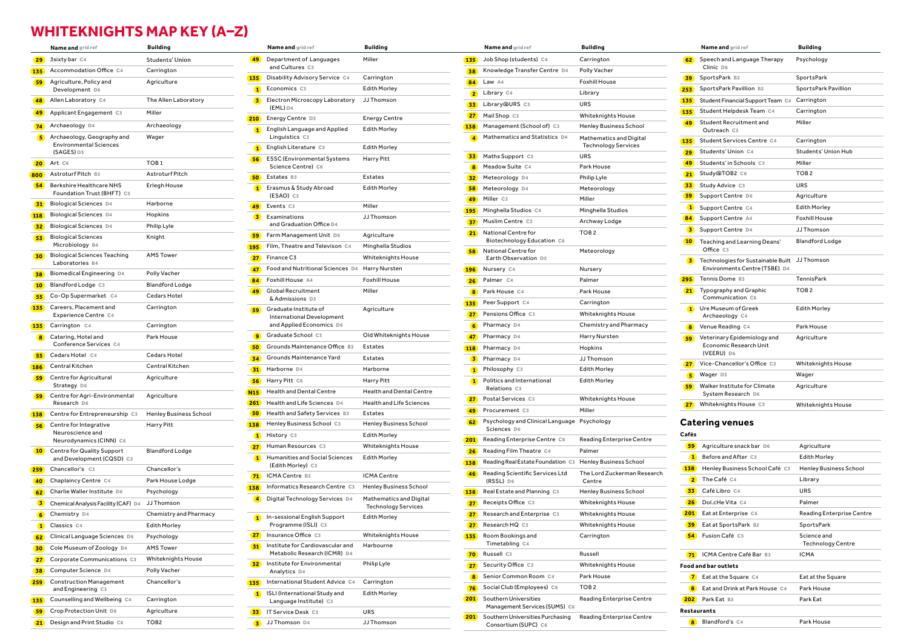# WHITEKNIGHTS MAP KEY (A–Z)

| | Name and grid ref | Building |
|---|---|---|
| 29 | 3sixty bar C4 | Students' Union |
| 135 | Accommodation Office C4 | Carrington |
| 59 | Agriculture, Policy and Development D6 | Agriculture |
| 48 | Allen Laboratory C4 | The Allen Laboratory |
| 49 | Applicant Engagement C3 | Miller |
| 74 | Archaeology D4 | Archaeology |
| 5 | Archaeology, Geography and Environmental Sciences (SAGES) D3 | Wager |
| 20 | Art C6 | TOB 1 |
| 800 | Astroturf Pitch B3 | Astroturf Pitch |
| 54 | Berkshire Healthcare NHS Foundation Trust (BHFT) C5 | Erlegh House |
| 31 | Biological Sciences D4 | Harborne |
| 118 | Biological Sciences D4 | Hopkins |
| 32 | Biological Sciences D4 | Philip Lyle |
| 53 | Biological Sciences Microbiology B4 | Knight |
| 30 | Biological Sciences Teaching Laboratories B4 | AMS Tower |
| 38 | Biomedical Engineering D4 | Polly Vacher |
| 10 | Blandford Lodge C3 | Blandford Lodge |
| 55 | Co-Op Supermarket C4 | Cedars Hotel |
| 135 | Careers, Placement and Experience Centre C4 | Carrington |
| 135 | Carrington C4 | Carrington |
| 8 | Catering, Hotel and Conference Services C4 | Park House |
| 55 | Cedars Hotel C4 | Cedars Hotel |
| 186 | Central Kitchen | Central Kitchen |
| 59 | Centre for Agricultural Strategy D6 | Agriculture |
| 59 | Centre for Agri-Environmental Research D6 | Agriculture |
| 138 | Centre for Entrepreneurship C3 | Henley Business School |
| 56 | Centre for Integrative Neuroscience and Neurodynamics (CINN) C6 | Harry Pitt |
| 10 | Centre for Quality Support and Development (CQSD) C3 | Blandford Lodge |
| 259 | Chancellor's C3 | Chancellor's |
| 40 | Chaplaincy Centre C4 | Park House Lodge |
| 62 | Charlie Waller Institute D6 | Psychology |
| 3 | Chemical Analysis Facility (CAF) D4 | JJ Thomson |
| 6 | Chemistry D4 | Chemistry and Pharmacy |
| 1 | Classics C4 | Edith Morley |
| 62 | Clinical Language Sciences D6 | Psychology |
| 30 | Cole Museum of Zoology B4 | AMS Tower |
| 27 | Corporate Communications C3 | Whiteknights House |
| 38 | Computer Science D4 | Polly Vacher |
| 259 | Construction Management and Engineering C3 | Chancellor's |
| 135 | Counselling and Wellbeing C4 | Carrington |
| 59 | Crop Protection Unit D6 | Agriculture |
| 21 | Design and Print Studio C6 | TOB2 |
| 49 | Department of Languages and Cultures C3 | Miller |
| 135 | Disability Advisory Service C4 | Carrington |
| 1 | Economics C3 | Edith Morley |
| 3 | Electron Microscopy Laboratory (EML) D4 | JJ Thomson |
| 210 | Energy Centre D3 | Energy Centre |
| 1 | English Language and Applied Linguistics C3 | Edith Morley |
| 1 | English Literature C3 | Edith Morley |
| 56 | ESSC (Environmental Systems Science Centre) C6 | Harry Pitt |
| 50 | Estates B3 | Estates |
| 1 | Erasmus & Study Abroad (ESAO) C3 | Edith Morley |
| 49 | Events C3 | Miller |
| 3 | Examinations and Graduation Office D4 | JJ Thomson |
| 59 | Farm Management Unit D6 | Agriculture |
| 195 | Film, Theatre and Televison C4 | Minghella Studios |
| 27 | Finance C3 | Whiteknights House |
| 47 | Food and Nutritional Sciences D4 | Harry Nursten |
| 84 | Foxhill House A4 | Foxhill House |
| 49 | Global Recruitment & Admissions D3 | Miller |
| 59 | Graduate Institute of International Development and Applied Economics D6 | Agriculture |
| 9 | Graduate School C3 | Old Whiteknights House |
| 50 | Grounds Maintenance Office B3 | Estates |
| 34 | Grounds Maintenance Yard | Estates |
| 31 | Harborne D4 | Harborne |
| 56 | Harry Pitt C6 | Harry Pitt |
| N15 | Health and Dental Centre | Health and Dental Centre |
| 261 | Health and Life Sciences D4 | Health and Life Sciences |
| 50 | Health and Safety Services B3 | Estates |
| 138 | Henley Business School C3 | Henley Business School |
| 1 | History C3 | Edith Morley |
| 27 | Human Resources C3 | Whiteknights House |
| 1 | Humanities and Social Sciences (Edith Morley) C3 | Edith Morley |
| 71 | ICMA Centre B3 | ICMA Centre |
| 138 | Informatics Research Centre C3 | Henley Business School |
| 4 | Digital Technology Services D4 | Mathematics and Digital Technology Services |
| 1 | In-sessional English Support Programme (ISLI) C3 | Edith Morley |
| 27 | Insurance Office C3 | Whiteknights House |
| 31 | Institute for Cardiovascular and Metabolic Research (ICMR) D4 | Harbourne |
| 32 | Institute for Environmental Analytics D4 | Philip Lyle |
| 135 | International Student Advice C4 | Carrington |
| 1 | ISLI (International Study and Language Institute) C3 | Edith Morley |
| 33 | IT Service Desk C3 | URS |
| 3 | JJ Thomson D4 | JJ Thomson |
| 135 | Job Shop (students) C4 | Carrington |
| 38 | Knowledge Transfer Centre D4 | Polly Vacher |
| 84 | Law A4 | Foxhill House |
| 2 | Library C4 | Library |
| 33 | Library@URS C3 | URS |
| 27 | Mail Shop C3 | Whiteknights House |
| 138 | Management (School of) C3 | Henley Business School |
| 4 | Mathematics and Statistics D4 | Mathematics and Digital Technology Services |
| 33 | Maths Support C3 | URS |
| 8 | Meadow Suite C4 | Park House |
| 32 | Meteorology D4 | Philip Lyle |
| 58 | Meteorology D4 | Meteorology |
| 49 | Miller C3 | Miller |
| 195 | Minghella Studios C4 | Minghella Studios |
| 37 | Muslim Centre C3 | Archway Lodge |
| 21 | National Centre for Biotechnology Education C6 | TOB 2 |
| 58 | National Centre for Earth Observation D5 | Meteorology |
| 196 | Nursery C4 | Nursery |
| 26 | Palmer C4 | Palmer |
| 8 | Park House C4 | Park House |
| 135 | Peer Support C4 | Carrington |
| 27 | Pensions Office C3 | Whiteknights House |
| 6 | Pharmacy D4 | Chemistry and Pharmacy |
| 47 | Pharmacy D4 | Harry Nursten |
| 118 | Pharmacy D4 | Hopkins |
| 3 | Pharmacy D4 | JJ Thomson |
| 1 | Philosophy C3 | Edith Morley |
| 1 | Politics and International Relations C3 | Edith Morley |
| 27 | Postal Services C3 | Whiteknights House |
| 49 | Procurement C3 | Miller |
| 62 | Psychology and Clinical Language Sciences D6 | Psychology |
| 201 | Reading Enterprise Centre C6 | Reading Enterprise Centre |
| 26 | Reading Film Theatre C4 | Palmer |
| 138 | Reading Real Estate Foundation C3 | Henley Business School |
| 46 | Reading Scientific Services Ltd (RSSL) D6 | The Lord Zuckerman Research Centre |
| 138 | Real Estate and Planning C3 | Henley Business School |
| 27 | Receipts Office C3 | Whiteknights House |
| 27 | Research and Enterprise C3 | Whiteknights House |
| 27 | Research HQ C3 | Whiteknights House |
| 135 | Room Bookings and Timetabling C4 | Carrington |
| 70 | Russell C3 | Russell |
| 27 | Security Office C3 | Whiteknights House |
| 8 | Senior Common Room C4 | Park House |
| 76 | Social Club (Employees) C6 | TOB 2 |
| 201 | Southern Universities Management Services (SUMS) C6 | Reading Enterprise Centre |
| 201 | Southern Universities Purchasing Consortium (SUPC) C6 | Reading Enterprise Centre |
| 62 | Speech and Language Therapy Clinic D6 | Psychology |
| 39 | SportsPark B2 | SportsPark |
| 253 | SportsPark Pavillion B2 | SportsPark Pavillion |
| 135 | Student Financial Support Team C4 | Carrington |
| 135 | Student Helpdesk Team C4 | Carrington |
| 49 | Student Recruitment and Outreach C3 | Miller |
| 135 | Student Services Centre C4 | Carrington |
| 29 | Students' Union C4 | Students' Union Hub |
| 49 | Students' in Schools C3 | Miller |
| 21 | Study@TOB2 C6 | TOB 2 |
| 33 | Study Advice C3 | URS |
| 59 | Support Centre D6 | Agriculture |
| 1 | Support Centre C4 | Edith Morley |
| 84 | Support Centre A4 | Foxhill House |
| 3 | Support Centre D4 | JJ Thomson |
| 10 | Teaching and Learning Deans' Office C3 | Blandford Lodge |
| 3 | Technologies for Sustainable Built Environments Centre (TSBE) D4 | JJ Thomson |
| 295 | Tennis Dome B3 | TennisPark |
| 21 | Typography and Graphic Communication C6 | TOB 2 |
| 1 | Ure Museum of Greek Archaeology C4 | Edith Morley |
| 8 | Venue Reading C4 | Park House |
| 59 | Veterinary Epidemiology and Economic Research Unit (VEERU) D6 | Agriculture |
| 27 | Vice-Chancellor's Office C3 | Whiteknights House |
| 5 | Wager D3 | Wager |
| 59 | Walker Institute for Climate System Research D6 | Agriculture |
| 27 | Whiteknights House C3 | Whiteknights House |

## Catering venues

### Cafés

| | Name and grid ref | Building |
|---|---|---|
| 59 | Agriculture snack bar D6 | Agriculture |
| 1 | Before and After C3 | Edith Morley |
| 138 | Henley Business School Café C3 | Henley Business School |
| 2 | The Café C4 | Library |
| 33 | Café Libro C4 | URS |
| 26 | Dol.cHe Vita C4 | Palmer |
| 201 | Eat at Enterprise C6 | Reading Enterprise Centre |
| 39 | Eat at SportsPark B2 | SportsPark |
| 54 | Fusion Café C5 | Science and Technology Centre |
| 71 | ICMA Centre Café Bar B3 | ICMA |

### Food and bar outlets

| | Name and grid ref | Building |
|---|---|---|
| 7 | Eat at the Square C4 | Eat at the Square |
| 8 | Eat and Drink at Park House C4 | Park House |
| 202 | Park Eat B3 | Park Eat |

### Restaurants

| | Name and grid ref | Building |
|---|---|---|
| 8 | Blandford's C4 | Park House |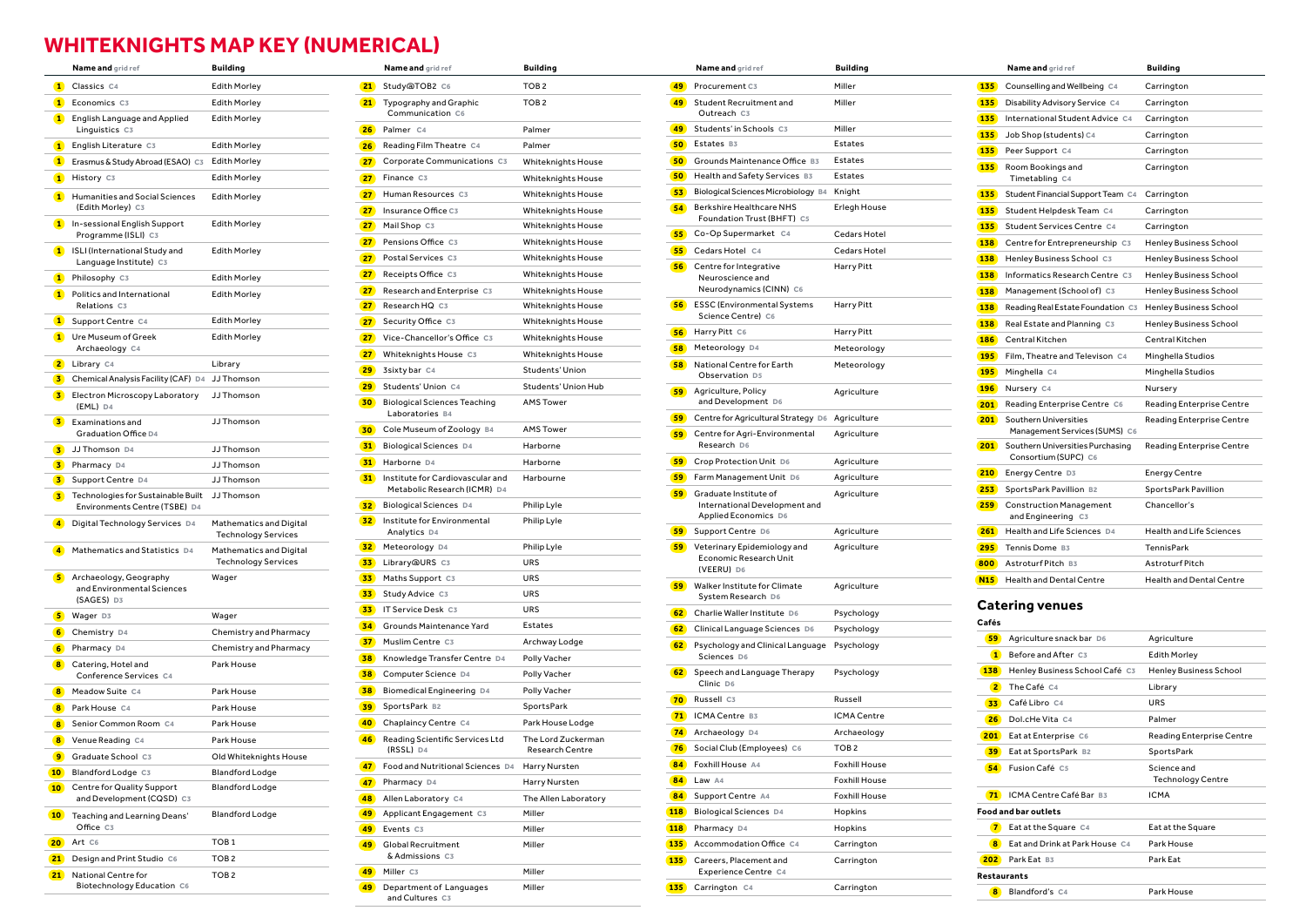# WHITEKNIGHTS MAP KEY (NUMERICAL)

| | Name and grid ref | Building |
|---|---|---|
| 1 | Classics C4 | Edith Morley |
| 1 | Economics C3 | Edith Morley |
| 1 | English Language and Applied Linguistics C3 | Edith Morley |
| 1 | English Literature C3 | Edith Morley |
| 1 | Erasmus & Study Abroad (ESAO) C3 | Edith Morley |
| 1 | History C3 | Edith Morley |
| 1 | Humanities and Social Sciences (Edith Morley) C3 | Edith Morley |
| 1 | In-sessional English Support Programme (ISLI) C3 | Edith Morley |
| 1 | ISLI (International Study and Language Institute) C3 | Edith Morley |
| 1 | Philosophy C3 | Edith Morley |
| 1 | Politics and International Relations C3 | Edith Morley |
| 1 | Support Centre C4 | Edith Morley |
| 1 | Ure Museum of Greek Archaeology C4 | Edith Morley |
| 2 | Library C4 | Library |
| 3 | Chemical Analysis Facility (CAF) D4 | JJ Thomson |
| 3 | Electron Microscopy Laboratory (EML) D4 | JJ Thomson |
| 3 | Examinations and Graduation Office D4 | JJ Thomson |
| 3 | JJ Thomson D4 | JJ Thomson |
| 3 | Pharmacy D4 | JJ Thomson |
| 3 | Support Centre D4 | JJ Thomson |
| 3 | Technologies for Sustainable Built Environments Centre (TSBE) D4 | JJ Thomson |
| 4 | Digital Technology Services D4 | Mathematics and Digital Technology Services |
| 4 | Mathematics and Statistics D4 | Mathematics and Digital Technology Services |
| 5 | Archaeology, Geography and Environmental Sciences (SAGES) D3 | Wager |
| 5 | Wager D3 | Wager |
| 6 | Chemistry D4 | Chemistry and Pharmacy |
| 6 | Pharmacy D4 | Chemistry and Pharmacy |
| 8 | Catering, Hotel and Conference Services C4 | Park House |
| 8 | Meadow Suite C4 | Park House |
| 8 | Park House C4 | Park House |
| 8 | Senior Common Room C4 | Park House |
| 8 | Venue Reading C4 | Park House |
| 9 | Graduate School C3 | Old Whiteknights House |
| 10 | Blandford Lodge C3 | Blandford Lodge |
| 10 | Centre for Quality Support and Development (CQSD) C3 | Blandford Lodge |
| 10 | Teaching and Learning Deans' Office C3 | Blandford Lodge |
| 20 | Art C6 | TOB 1 |
| 21 | Design and Print Studio C6 | TOB 2 |
| 21 | National Centre for Biotechnology Education C6 | TOB 2 |
| 21 | Study@TOB2 C6 | TOB 2 |
| 21 | Typography and Graphic Communication C6 | TOB 2 |
| 26 | Palmer C4 | Palmer |
| 26 | Reading Film Theatre C4 | Palmer |
| 27 | Corporate Communications C3 | Whiteknights House |
| 27 | Finance C3 | Whiteknights House |
| 27 | Human Resources C3 | Whiteknights House |
| 27 | Insurance Office C3 | Whiteknights House |
| 27 | Mail Shop C3 | Whiteknights House |
| 27 | Pensions Office C3 | Whiteknights House |
| 27 | Postal Services C3 | Whiteknights House |
| 27 | Receipts Office C3 | Whiteknights House |
| 27 | Research and Enterprise C3 | Whiteknights House |
| 27 | Research HQ C3 | Whiteknights House |
| 27 | Security Office C3 | Whiteknights House |
| 27 | Vice-Chancellor's Office C3 | Whiteknights House |
| 27 | Whiteknights House C3 | Whiteknights House |
| 29 | 3sixty bar C4 | Students' Union |
| 29 | Students' Union C4 | Students' Union Hub |
| 30 | Biological Sciences Teaching Laboratories B4 | AMS Tower |
| 30 | Cole Museum of Zoology B4 | AMS Tower |
| 31 | Biological Sciences D4 | Harborne |
| 31 | Harborne D4 | Harborne |
| 31 | Institute for Cardiovascular and Metabolic Research (ICMR) D4 | Harbourne |
| 32 | Biological Sciences D4 | Philip Lyle |
| 32 | Institute for Environmental Analytics D4 | Philip Lyle |
| 32 | Meteorology D4 | Philip Lyle |
| 33 | Library@URS C3 | URS |
| 33 | Maths Support C3 | URS |
| 33 | Study Advice C3 | URS |
| 33 | IT Service Desk C3 | URS |
| 34 | Grounds Maintenance Yard | Estates |
| 37 | Muslim Centre C3 | Archway Lodge |
| 38 | Knowledge Transfer Centre D4 | Polly Vacher |
| 38 | Computer Science D4 | Polly Vacher |
| 38 | Biomedical Engineering D4 | Polly Vacher |
| 39 | SportsPark B2 | SportsPark |
| 40 | Chaplaincy Centre C4 | Park House Lodge |
| 46 | Reading Scientific Services Ltd (RSSL) D4 | The Lord Zuckerman Research Centre |
| 47 | Food and Nutritional Sciences D4 | Harry Nursten |
| 47 | Pharmacy D4 | Harry Nursten |
| 48 | Allen Laboratory C4 | The Allen Laboratory |
| 49 | Applicant Engagement C3 | Miller |
| 49 | Events C3 | Miller |
| 49 | Global Recruitment & Admissions C3 | Miller |
| 49 | Miller C3 | Miller |
| 49 | Department of Languages and Cultures C3 | Miller |
| 49 | Procurement C3 | Miller |
| 49 | Student Recruitment and Outreach C3 | Miller |
| 49 | Students' in Schools C3 | Miller |
| 50 | Estates B3 | Estates |
| 50 | Grounds Maintenance Office B3 | Estates |
| 50 | Health and Safety Services B3 | Estates |
| 53 | Biological Sciences Microbiology B4 | Knight |
| 54 | Berkshire Healthcare NHS Foundation Trust (BHFT) C5 | Erlegh House |
| 55 | Co-Op Supermarket C4 | Cedars Hotel |
| 55 | Cedars Hotel C4 | Cedars Hotel |
| 56 | Centre for Integrative Neuroscience and Neurodynamics (CINN) C6 | Harry Pitt |
| 56 | ESSC (Environmental Systems Science Centre) C6 | Harry Pitt |
| 56 | Harry Pitt C6 | Harry Pitt |
| 58 | Meteorology D4 | Meteorology |
| 58 | National Centre for Earth Observation D5 | Meteorology |
| 59 | Agriculture, Policy and Development D6 | Agriculture |
| 59 | Centre for Agricultural Strategy D6 | Agriculture |
| 59 | Centre for Agri-Environmental Research D6 | Agriculture |
| 59 | Crop Protection Unit D6 | Agriculture |
| 59 | Farm Management Unit D6 | Agriculture |
| 59 | Graduate Institute of International Development and Applied Economics D6 | Agriculture |
| 59 | Support Centre D6 | Agriculture |
| 59 | Veterinary Epidemiology and Economic Research Unit (VEERU) D6 | Agriculture |
| 59 | Walker Institute for Climate System Research D6 | Agriculture |
| 62 | Charlie Waller Institute D6 | Psychology |
| 62 | Clinical Language Sciences D6 | Psychology |
| 62 | Psychology and Clinical Language Sciences D6 | Psychology |
| 62 | Speech and Language Therapy Clinic D6 | Psychology |
| 70 | Russell C3 | Russell |
| 71 | ICMA Centre B3 | ICMA Centre |
| 74 | Archaeology D4 | Archaeology |
| 76 | Social Club (Employees) C6 | TOB 2 |
| 84 | Foxhill House A4 | Foxhill House |
| 84 | Law A4 | Foxhill House |
| 84 | Support Centre A4 | Foxhill House |
| 118 | Biological Sciences D4 | Hopkins |
| 118 | Pharmacy D4 | Hopkins |
| 135 | Accommodation Office C4 | Carrington |
| 135 | Careers, Placement and Experience Centre C4 | Carrington |
| 135 | Carrington C4 | Carrington |
| 135 | Counselling and Wellbeing C4 | Carrington |
| 135 | Disability Advisory Service C4 | Carrington |
| 135 | International Student Advice C4 | Carrington |
| 135 | Job Shop (students) C4 | Carrington |
| 135 | Peer Support C4 | Carrington |
| 135 | Room Bookings and Timetabling C4 | Carrington |
| 135 | Student Financial Support Team C4 | Carrington |
| 135 | Student Helpdesk Team C4 | Carrington |
| 135 | Student Services Centre C4 | Carrington |
| 138 | Centre for Entrepreneurship C3 | Henley Business School |
| 138 | Henley Business School C3 | Henley Business School |
| 138 | Informatics Research Centre C3 | Henley Business School |
| 138 | Management (School of) C3 | Henley Business School |
| 138 | Reading Real Estate Foundation C3 | Henley Business School |
| 138 | Real Estate and Planning C3 | Henley Business School |
| 186 | Central Kitchen | Central Kitchen |
| 195 | Film, Theatre and Television C4 | Minghella Studios |
| 195 | Minghella C4 | Minghella Studios |
| 196 | Nursery C4 | Nursery |
| 201 | Reading Enterprise Centre C6 | Reading Enterprise Centre |
| 201 | Southern Universities Management Services (SUMS) C6 | Reading Enterprise Centre |
| 201 | Southern Universities Purchasing Consortium (SUPC) C6 | Reading Enterprise Centre |
| 210 | Energy Centre D3 | Energy Centre |
| 253 | SportsPark Pavillion B2 | SportsPark Pavillion |
| 259 | Construction Management and Engineering C3 | Chancellor's |
| 261 | Health and Life Sciences D4 | Health and Life Sciences |
| 295 | Tennis Dome B3 | TennisPark |
| 800 | Astroturf Pitch B3 | Astroturf Pitch |
| N15 | Health and Dental Centre | Health and Dental Centre |

## Catering venues

**Cafés**

| | Name | Building |
|---|---|---|
| 59 | Agriculture snack bar D6 | Agriculture |
| 1 | Before and After C3 | Edith Morley |
| 138 | Henley Business School Café C3 | Henley Business School |
| 2 | The Café C4 | Library |
| 33 | Café Libro C4 | URS |
| 26 | Dol.cHe Vita C4 | Palmer |
| 201 | Eat at Enterprise C6 | Reading Enterprise Centre |
| 39 | Eat at SportsPark B2 | SportsPark |
| 54 | Fusion Café C5 | Science and Technology Centre |
| 71 | ICMA Centre Café Bar B3 | ICMA |

**Food and bar outlets**

| | Name | Building |
|---|---|---|
| 7 | Eat at the Square C4 | Eat at the Square |
| 8 | Eat and Drink at Park House C4 | Park House |
| 202 | Park Eat B3 | Park Eat |

**Restaurants**

| | Name | Building |
|---|---|---|
| 8 | Blandford's C4 | Park House |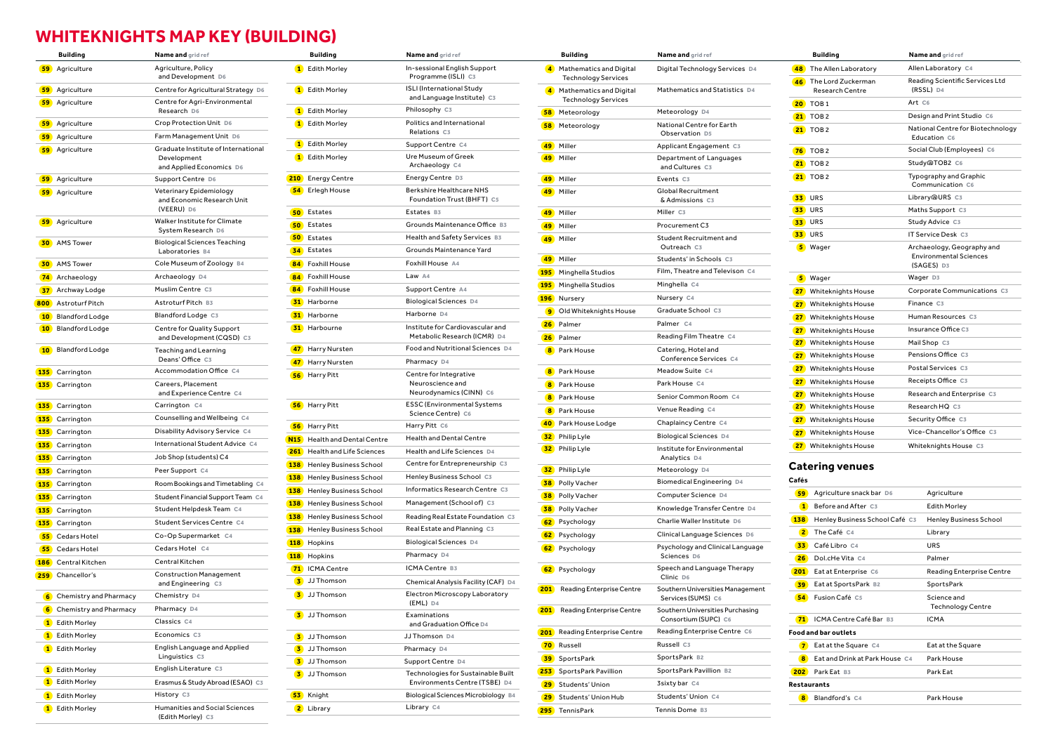# WHITEKNIGHTS MAP KEY (BUILDING)

| | Building | Name and grid ref |
|---|---|---|
| 59 | Agriculture | Agriculture, Policy and Development D6 |
| 59 | Agriculture | Centre for Agricultural Strategy D6 |
| 59 | Agriculture | Centre for Agri-Environmental Research D6 |
| 59 | Agriculture | Crop Protection Unit D6 |
| 59 | Agriculture | Farm Management Unit D6 |
| 59 | Agriculture | Graduate Institute of International Development and Applied Economics D6 |
| 59 | Agriculture | Support Centre D6 |
| 59 | Agriculture | Veterinary Epidemiology and Economic Research Unit (VEERU) D6 |
| 59 | Agriculture | Walker Institute for Climate System Research D6 |
| 30 | AMS Tower | Biological Sciences Teaching Laboratories B4 |
| 30 | AMS Tower | Cole Museum of Zoology B4 |
| 74 | Archaeology | Archaeology D4 |
| 37 | Archway Lodge | Muslim Centre C3 |
| 800 | Astroturf Pitch | Astroturf Pitch B3 |
| 10 | Blandford Lodge | Blandford Lodge C3 |
| 10 | Blandford Lodge | Centre for Quality Support and Development (CQSD) C3 |
| 10 | Blandford Lodge | Teaching and Learning Deans' Office C3 |
| 135 | Carrington | Accommodation Office C4 |
| 135 | Carrington | Careers, Placement and Experience Centre C4 |
| 135 | Carrington | Carrington C4 |
| 135 | Carrington | Counselling and Wellbeing C4 |
| 135 | Carrington | Disability Advisory Service C4 |
| 135 | Carrington | International Student Advice C4 |
| 135 | Carrington | Job Shop (students) C4 |
| 135 | Carrington | Peer Support C4 |
| 135 | Carrington | Room Bookings and Timetabling C4 |
| 135 | Carrington | Student Financial Support Team C4 |
| 135 | Carrington | Student Helpdesk Team C4 |
| 135 | Carrington | Student Services Centre C4 |
| 55 | Cedars Hotel | Co-Op Supermarket C4 |
| 55 | Cedars Hotel | Cedars Hotel C4 |
| 186 | Central Kitchen | Central Kitchen |
| 259 | Chancellor's | Construction Management and Engineering C3 |
| 6 | Chemistry and Pharmacy | Chemistry D4 |
| 6 | Chemistry and Pharmacy | Pharmacy D4 |
| 1 | Edith Morley | Classics C4 |
| 1 | Edith Morley | Economics C3 |
| 1 | Edith Morley | English Language and Applied Linguistics C3 |
| 1 | Edith Morley | English Literature C3 |
| 1 | Edith Morley | Erasmus & Study Abroad (ESAO) C3 |
| 1 | Edith Morley | History C3 |
| 1 | Edith Morley | Humanities and Social Sciences (Edith Morley) C3 |
| 1 | Edith Morley | In-sessional English Support Programme (ISLI) C3 |
| 1 | Edith Morley | ISLI (International Study and Language Institute) C3 |
| 1 | Edith Morley | Philosophy C3 |
| 1 | Edith Morley | Politics and International Relations C3 |
| 1 | Edith Morley | Support Centre C4 |
| 1 | Edith Morley | Ure Museum of Greek Archaeology C4 |
| 210 | Energy Centre | Energy Centre D3 |
| 54 | Erlegh House | Berkshire Healthcare NHS Foundation Trust (BHFT) C5 |
| 50 | Estates | Estates B3 |
| 50 | Estates | Grounds Maintenance Office B3 |
| 50 | Estates | Health and Safety Services B3 |
| 34 | Estates | Grounds Maintenance Yard |
| 84 | Foxhill House | Foxhill House A4 |
| 84 | Foxhill House | Law A4 |
| 84 | Foxhill House | Support Centre A4 |
| 31 | Harborne | Biological Sciences D4 |
| 31 | Harborne | Harborne D4 |
| 31 | Harbourne | Institute for Cardiovascular and Metabolic Research (ICMR) D4 |
| 47 | Harry Nursten | Food and Nutritional Sciences D4 |
| 47 | Harry Nursten | Pharmacy D4 |
| 56 | Harry Pitt | Centre for Integrative Neuroscience and Neurodynamics (CINN) C6 |
| 56 | Harry Pitt | ESSC (Environmental Systems Science Centre) C6 |
| 56 | Harry Pitt | Harry Pitt C6 |
| N15 | Health and Dental Centre | Health and Dental Centre |
| 261 | Health and Life Sciences | Health and Life Sciences D4 |
| 138 | Henley Business School | Centre for Entrepreneurship C3 |
| 138 | Henley Business School | Henley Business School C3 |
| 138 | Henley Business School | Informatics Research Centre C3 |
| 138 | Henley Business School | Management (School of) C3 |
| 138 | Henley Business School | Reading Real Estate Foundation C3 |
| 138 | Henley Business School | Real Estate and Planning C3 |
| 118 | Hopkins | Biological Sciences D4 |
| 118 | Hopkins | Pharmacy D4 |
| 71 | ICMA Centre | ICMA Centre B3 |
| 3 | JJ Thomson | Chemical Analysis Facility (CAF) D4 |
| 3 | JJ Thomson | Electron Microscopy Laboratory (EML) D4 |
| 3 | JJ Thomson | Examinations and Graduation Office D4 |
| 3 | JJ Thomson | JJ Thomson D4 |
| 3 | JJ Thomson | Pharmacy D4 |
| 3 | JJ Thomson | Support Centre D4 |
| 3 | JJ Thomson | Technologies for Sustainable Built Environments Centre (TSBE) D4 |
| 53 | Knight | Biological Sciences Microbiology B4 |
| 2 | Library | Library C4 |
| 4 | Mathematics and Digital Technology Services | Digital Technology Services D4 |
| 4 | Mathematics and Digital Technology Services | Mathematics and Statistics D4 |
| 58 | Meteorology | Meteorology D4 |
| 58 | Meteorology | National Centre for Earth Observation D5 |
| 49 | Miller | Applicant Engagement C3 |
| 49 | Miller | Department of Languages and Cultures C3 |
| 49 | Miller | Events C3 |
| 49 | Miller | Global Recruitment & Admissions C3 |
| 49 | Miller | Miller C3 |
| 49 | Miller | Procurement C3 |
| 49 | Miller | Student Recruitment and Outreach C3 |
| 49 | Miller | Students' in Schools C3 |
| 195 | Minghella Studios | Film, Theatre and Televison C4 |
| 195 | Minghella Studios | Minghella C4 |
| 196 | Nursery | Nursery C4 |
| 9 | Old Whiteknights House | Graduate School C3 |
| 26 | Palmer | Palmer C4 |
| 26 | Palmer | Reading Film Theatre C4 |
| 8 | Park House | Catering, Hotel and Conference Services C4 |
| 8 | Park House | Meadow Suite C4 |
| 8 | Park House | Park House C4 |
| 8 | Park House | Senior Common Room C4 |
| 8 | Park House | Venue Reading C4 |
| 40 | Park House Lodge | Chaplaincy Centre C4 |
| 32 | Philip Lyle | Biological Sciences D4 |
| 32 | Philip Lyle | Institute for Environmental Analytics D4 |
| 32 | Philip Lyle | Meteorology D4 |
| 38 | Polly Vacher | Biomedical Engineering D4 |
| 38 | Polly Vacher | Computer Science D4 |
| 38 | Polly Vacher | Knowledge Transfer Centre D4 |
| 62 | Psychology | Charlie Waller Institute D6 |
| 62 | Psychology | Clinical Language Sciences D6 |
| 62 | Psychology | Psychology and Clinical Language Sciences D6 |
| 62 | Psychology | Speech and Language Therapy Clinic D6 |
| 201 | Reading Enterprise Centre | Southern Universities Management Services (SUMS) C6 |
| 201 | Reading Enterprise Centre | Southern Universities Purchasing Consortium (SUPC) C6 |
| 201 | Reading Enterprise Centre | Reading Enterprise Centre C6 |
| 70 | Russell | Russell C3 |
| 39 | SportsPark | SportsPark B2 |
| 253 | SportsPark Pavillion | SportsPark Pavillion B2 |
| 29 | Students' Union | 3sixty bar C4 |
| 29 | Students' Union Hub | Students' Union C4 |
| 295 | TennisPark | Tennis Dome B3 |
| 48 | The Allen Laboratory | Allen Laboratory C4 |
| 46 | The Lord Zuckerman Research Centre | Reading Scientific Services Ltd (RSSL) D4 |
| 20 | TOB 1 | Art C6 |
| 21 | TOB 2 | Design and Print Studio C6 |
| 21 | TOB 2 | National Centre for Biotechnology Education C6 |
| 76 | TOB 2 | Social Club (Employees) C6 |
| 21 | TOB 2 | Study@TOB2 C6 |
| 21 | TOB 2 | Typography and Graphic Communication C6 |
| 33 | URS | Library@URS C3 |
| 33 | URS | Maths Support C3 |
| 33 | URS | Study Advice C3 |
| 33 | URS | IT Service Desk C3 |
| 5 | Wager | Archaeology, Geography and Environmental Sciences (SAGES) D3 |
| 5 | Wager | Wager D3 |
| 27 | Whiteknights House | Corporate Communications C3 |
| 27 | Whiteknights House | Finance C3 |
| 27 | Whiteknights House | Human Resources C3 |
| 27 | Whiteknights House | Insurance Office C3 |
| 27 | Whiteknights House | Mail Shop C3 |
| 27 | Whiteknights House | Pensions Office C3 |
| 27 | Whiteknights House | Postal Services C3 |
| 27 | Whiteknights House | Receipts Office C3 |
| 27 | Whiteknights House | Research and Enterprise C3 |
| 27 | Whiteknights House | Research HQ C3 |
| 27 | Whiteknights House | Security Office C3 |
| 27 | Whiteknights House | Vice-Chancellor's Office C3 |
| 27 | Whiteknights House | Whiteknights House C3 |

## Catering venues

### Cafés

| | | |
|---|---|---|
| 59 | Agriculture snack bar D6 | Agriculture |
| 1 | Before and After C3 | Edith Morley |
| 138 | Henley Business School Café C3 | Henley Business School |
| 2 | The Café C4 | Library |
| 33 | Café Libro C4 | URS |
| 26 | Dol.cHe Vita C4 | Palmer |
| 201 | Eat at Enterprise C6 | Reading Enterprise Centre |
| 39 | Eat at SportsPark B2 | SportsPark |
| 54 | Fusion Café C5 | Science and Technology Centre |
| 71 | ICMA Centre Café Bar B3 | ICMA |

### Food and bar outlets

| | | |
|---|---|---|
| 7 | Eat at the Square C4 | Eat at the Square |
| 8 | Eat and Drink at Park House C4 | Park House |
| 202 | Park Eat B3 | Park Eat |

### Restaurants

| | | |
|---|---|---|
| 8 | Blandford's C4 | Park House |